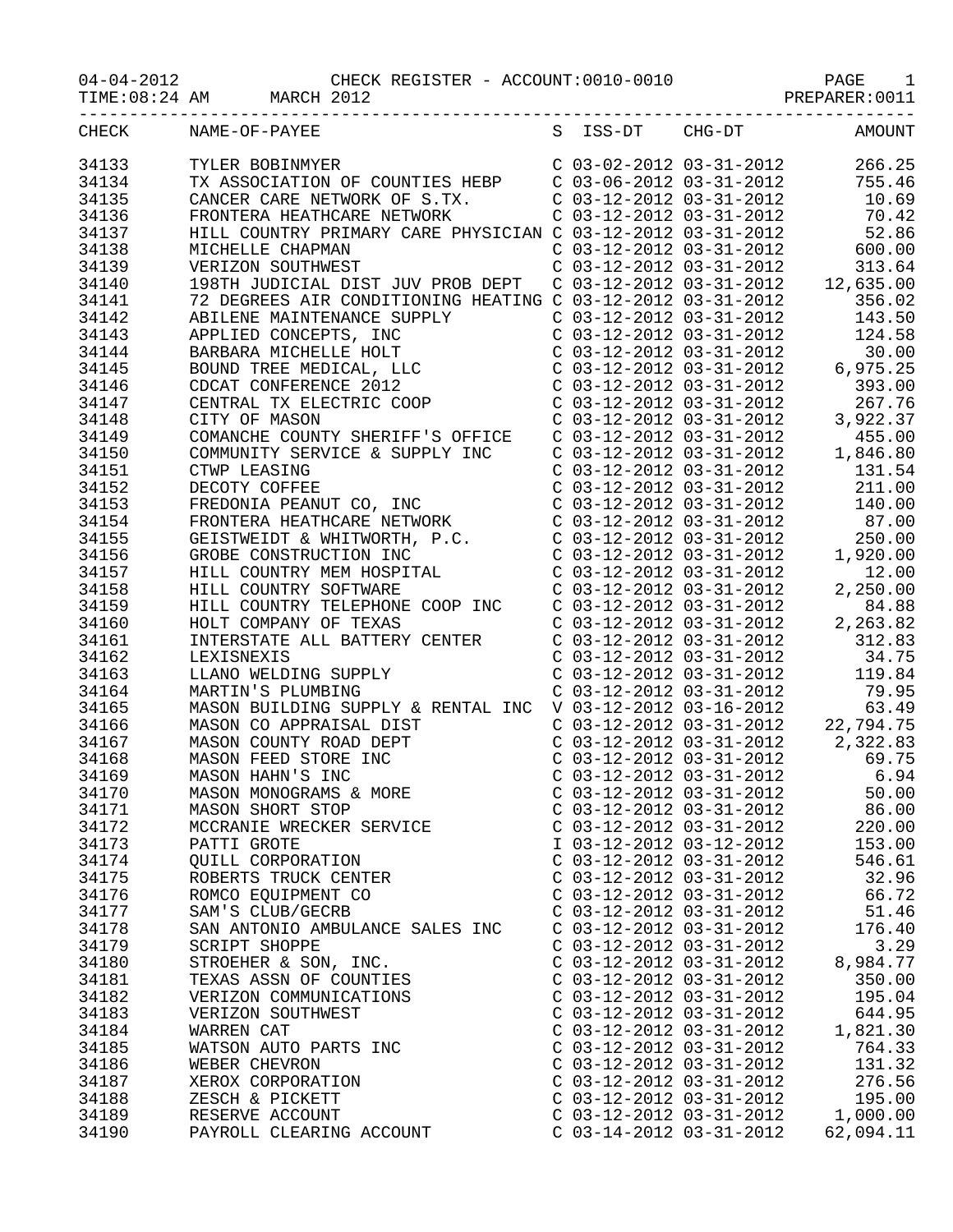CHECK REGISTER - ACCOUNT:0010-0010

04-04-2012 TIME:08:24 AM MARCH 2012 PREPARER:0011

| CHECK | NAME-OF-PAYEE | S | ISS-DT | CHG-DT | AMOUNT |
|---|---|---|---|---|---|
| 34133 | TYLER BOBINMYER | C | 03-02-2012 | 03-31-2012 | 266.25 |
| 34134 | TX ASSOCIATION OF COUNTIES HEBP | C | 03-06-2012 | 03-31-2012 | 755.46 |
| 34135 | CANCER CARE NETWORK OF S.TX. | C | 03-12-2012 | 03-31-2012 | 10.69 |
| 34136 | FRONTERA HEATHCARE NETWORK | C | 03-12-2012 | 03-31-2012 | 70.42 |
| 34137 | HILL COUNTRY PRIMARY CARE PHYSICIAN | C | 03-12-2012 | 03-31-2012 | 52.86 |
| 34138 | MICHELLE CHAPMAN | C | 03-12-2012 | 03-31-2012 | 600.00 |
| 34139 | VERIZON SOUTHWEST | C | 03-12-2012 | 03-31-2012 | 313.64 |
| 34140 | 198TH JUDICIAL DIST JUV PROB DEPT | C | 03-12-2012 | 03-31-2012 | 12,635.00 |
| 34141 | 72 DEGREES AIR CONDITIONING HEATING | C | 03-12-2012 | 03-31-2012 | 356.02 |
| 34142 | ABILENE MAINTENANCE SUPPLY | C | 03-12-2012 | 03-31-2012 | 143.50 |
| 34143 | APPLIED CONCEPTS, INC | C | 03-12-2012 | 03-31-2012 | 124.58 |
| 34144 | BARBARA MICHELLE HOLT | C | 03-12-2012 | 03-31-2012 | 30.00 |
| 34145 | BOUND TREE MEDICAL, LLC | C | 03-12-2012 | 03-31-2012 | 6,975.25 |
| 34146 | CDCAT CONFERENCE 2012 | C | 03-12-2012 | 03-31-2012 | 393.00 |
| 34147 | CENTRAL TX ELECTRIC COOP | C | 03-12-2012 | 03-31-2012 | 267.76 |
| 34148 | CITY OF MASON | C | 03-12-2012 | 03-31-2012 | 3,922.37 |
| 34149 | COMANCHE COUNTY SHERIFF'S OFFICE | C | 03-12-2012 | 03-31-2012 | 455.00 |
| 34150 | COMMUNITY SERVICE & SUPPLY INC | C | 03-12-2012 | 03-31-2012 | 1,846.80 |
| 34151 | CTWP LEASING | C | 03-12-2012 | 03-31-2012 | 131.54 |
| 34152 | DECOTY COFFEE | C | 03-12-2012 | 03-31-2012 | 211.00 |
| 34153 | FREDONIA PEANUT CO, INC | C | 03-12-2012 | 03-31-2012 | 140.00 |
| 34154 | FRONTERA HEATHCARE NETWORK | C | 03-12-2012 | 03-31-2012 | 87.00 |
| 34155 | GEISTWEIDT & WHITWORTH, P.C. | C | 03-12-2012 | 03-31-2012 | 250.00 |
| 34156 | GROBE CONSTRUCTION INC | C | 03-12-2012 | 03-31-2012 | 1,920.00 |
| 34157 | HILL COUNTRY MEM HOSPITAL | C | 03-12-2012 | 03-31-2012 | 12.00 |
| 34158 | HILL COUNTRY SOFTWARE | C | 03-12-2012 | 03-31-2012 | 2,250.00 |
| 34159 | HILL COUNTRY TELEPHONE COOP INC | C | 03-12-2012 | 03-31-2012 | 84.88 |
| 34160 | HOLT COMPANY OF TEXAS | C | 03-12-2012 | 03-31-2012 | 2,263.82 |
| 34161 | INTERSTATE ALL BATTERY CENTER | C | 03-12-2012 | 03-31-2012 | 312.83 |
| 34162 | LEXISNEXIS | C | 03-12-2012 | 03-31-2012 | 34.75 |
| 34163 | LLANO WELDING SUPPLY | C | 03-12-2012 | 03-31-2012 | 119.84 |
| 34164 | MARTIN'S PLUMBING | C | 03-12-2012 | 03-31-2012 | 79.95 |
| 34165 | MASON BUILDING SUPPLY & RENTAL INC | V | 03-12-2012 | 03-16-2012 | 63.49 |
| 34166 | MASON CO APPRAISAL DIST | C | 03-12-2012 | 03-31-2012 | 22,794.75 |
| 34167 | MASON COUNTY ROAD DEPT | C | 03-12-2012 | 03-31-2012 | 2,322.83 |
| 34168 | MASON FEED STORE INC | C | 03-12-2012 | 03-31-2012 | 69.75 |
| 34169 | MASON HAHN'S INC | C | 03-12-2012 | 03-31-2012 | 6.94 |
| 34170 | MASON MONOGRAMS & MORE | C | 03-12-2012 | 03-31-2012 | 50.00 |
| 34171 | MASON SHORT STOP | C | 03-12-2012 | 03-31-2012 | 86.00 |
| 34172 | MCCRANIE WRECKER SERVICE | C | 03-12-2012 | 03-31-2012 | 220.00 |
| 34173 | PATTI GROTE | I | 03-12-2012 | 03-12-2012 | 153.00 |
| 34174 | QUILL CORPORATION | C | 03-12-2012 | 03-31-2012 | 546.61 |
| 34175 | ROBERTS TRUCK CENTER | C | 03-12-2012 | 03-31-2012 | 32.96 |
| 34176 | ROMCO EQUIPMENT CO | C | 03-12-2012 | 03-31-2012 | 66.72 |
| 34177 | SAM'S CLUB/GECRB | C | 03-12-2012 | 03-31-2012 | 51.46 |
| 34178 | SAN ANTONIO AMBULANCE SALES INC | C | 03-12-2012 | 03-31-2012 | 176.40 |
| 34179 | SCRIPT SHOPPE | C | 03-12-2012 | 03-31-2012 | 3.29 |
| 34180 | STROEHER & SON, INC. | C | 03-12-2012 | 03-31-2012 | 8,984.77 |
| 34181 | TEXAS ASSN OF COUNTIES | C | 03-12-2012 | 03-31-2012 | 350.00 |
| 34182 | VERIZON COMMUNICATIONS | C | 03-12-2012 | 03-31-2012 | 195.04 |
| 34183 | VERIZON SOUTHWEST | C | 03-12-2012 | 03-31-2012 | 644.95 |
| 34184 | WARREN CAT | C | 03-12-2012 | 03-31-2012 | 1,821.30 |
| 34185 | WATSON AUTO PARTS INC | C | 03-12-2012 | 03-31-2012 | 764.33 |
| 34186 | WEBER CHEVRON | C | 03-12-2012 | 03-31-2012 | 131.32 |
| 34187 | XEROX CORPORATION | C | 03-12-2012 | 03-31-2012 | 276.56 |
| 34188 | ZESCH & PICKETT | C | 03-12-2012 | 03-31-2012 | 195.00 |
| 34189 | RESERVE ACCOUNT | C | 03-12-2012 | 03-31-2012 | 1,000.00 |
| 34190 | PAYROLL CLEARING ACCOUNT | C | 03-14-2012 | 03-31-2012 | 62,094.11 |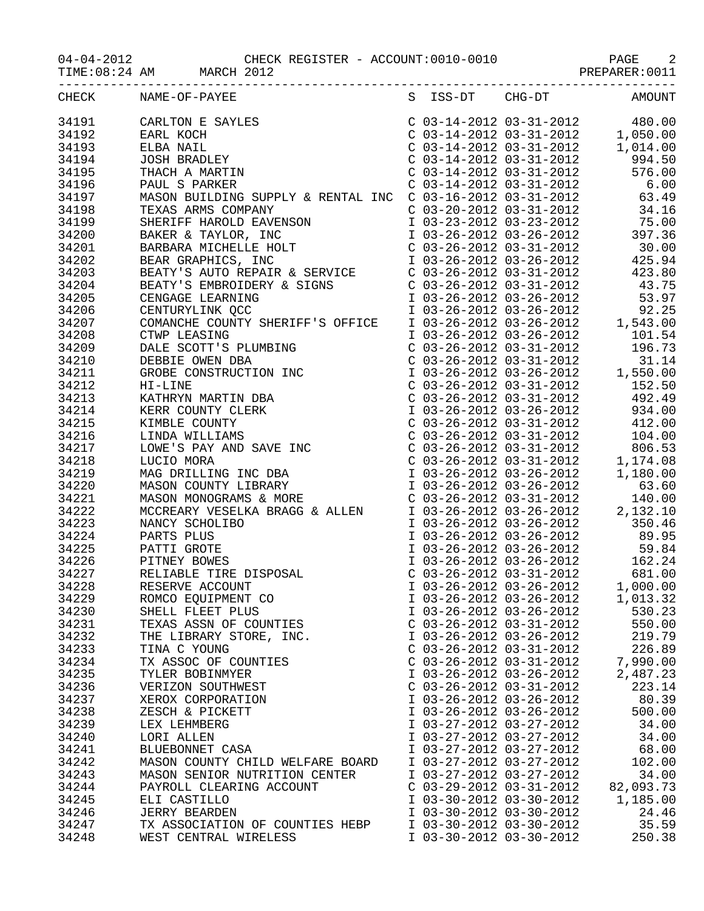04-04-2012 CHECK REGISTER - ACCOUNT:0010-0010 PAGE 2
TIME:08:24 AM MARCH 2012 PREPARER:0011

| CHECK | NAME-OF-PAYEE | S | ISS-DT | CHG-DT | AMOUNT |
|---|---|---|---|---|---|
| 34191 | CARLTON E SAYLES | C | 03-14-2012 | 03-31-2012 | 480.00 |
| 34192 | EARL KOCH | C | 03-14-2012 | 03-31-2012 | 1,050.00 |
| 34193 | ELBA NAIL | C | 03-14-2012 | 03-31-2012 | 1,014.00 |
| 34194 | JOSH BRADLEY | C | 03-14-2012 | 03-31-2012 | 994.50 |
| 34195 | THACH A MARTIN | C | 03-14-2012 | 03-31-2012 | 576.00 |
| 34196 | PAUL S PARKER | C | 03-14-2012 | 03-31-2012 | 6.00 |
| 34197 | MASON BUILDING SUPPLY & RENTAL INC | C | 03-16-2012 | 03-31-2012 | 63.49 |
| 34198 | TEXAS ARMS COMPANY | C | 03-20-2012 | 03-31-2012 | 34.16 |
| 34199 | SHERIFF HAROLD EAVENSON | I | 03-23-2012 | 03-23-2012 | 75.00 |
| 34200 | BAKER & TAYLOR, INC | I | 03-26-2012 | 03-26-2012 | 397.36 |
| 34201 | BARBARA MICHELLE HOLT | C | 03-26-2012 | 03-31-2012 | 30.00 |
| 34202 | BEAR GRAPHICS, INC | I | 03-26-2012 | 03-26-2012 | 425.94 |
| 34203 | BEATY'S AUTO REPAIR & SERVICE | C | 03-26-2012 | 03-31-2012 | 423.80 |
| 34204 | BEATY'S EMBROIDERY & SIGNS | C | 03-26-2012 | 03-31-2012 | 43.75 |
| 34205 | CENGAGE LEARNING | I | 03-26-2012 | 03-26-2012 | 53.97 |
| 34206 | CENTURYLINK QCC | I | 03-26-2012 | 03-26-2012 | 92.25 |
| 34207 | COMANCHE COUNTY SHERIFF'S OFFICE | I | 03-26-2012 | 03-26-2012 | 1,543.00 |
| 34208 | CTWP LEASING | I | 03-26-2012 | 03-26-2012 | 101.54 |
| 34209 | DALE SCOTT'S PLUMBING | C | 03-26-2012 | 03-31-2012 | 196.73 |
| 34210 | DEBBIE OWEN DBA | C | 03-26-2012 | 03-31-2012 | 31.14 |
| 34211 | GROBE CONSTRUCTION INC | I | 03-26-2012 | 03-26-2012 | 1,550.00 |
| 34212 | HI-LINE | C | 03-26-2012 | 03-31-2012 | 152.50 |
| 34213 | KATHRYN MARTIN DBA | C | 03-26-2012 | 03-31-2012 | 492.49 |
| 34214 | KERR COUNTY CLERK | I | 03-26-2012 | 03-26-2012 | 934.00 |
| 34215 | KIMBLE COUNTY | C | 03-26-2012 | 03-31-2012 | 412.00 |
| 34216 | LINDA WILLIAMS | C | 03-26-2012 | 03-31-2012 | 104.00 |
| 34217 | LOWE'S PAY AND SAVE INC | C | 03-26-2012 | 03-31-2012 | 806.53 |
| 34218 | LUCIO MORA | C | 03-26-2012 | 03-31-2012 | 1,174.08 |
| 34219 | MAG DRILLING INC DBA | I | 03-26-2012 | 03-26-2012 | 1,180.00 |
| 34220 | MASON COUNTY LIBRARY | I | 03-26-2012 | 03-26-2012 | 63.60 |
| 34221 | MASON MONOGRAMS & MORE | C | 03-26-2012 | 03-31-2012 | 140.00 |
| 34222 | MCCREARY VESELKA BRAGG & ALLEN | I | 03-26-2012 | 03-26-2012 | 2,132.10 |
| 34223 | NANCY SCHOLIBO | I | 03-26-2012 | 03-26-2012 | 350.46 |
| 34224 | PARTS PLUS | I | 03-26-2012 | 03-26-2012 | 89.95 |
| 34225 | PATTI GROTE | I | 03-26-2012 | 03-26-2012 | 59.84 |
| 34226 | PITNEY BOWES | I | 03-26-2012 | 03-26-2012 | 162.24 |
| 34227 | RELIABLE TIRE DISPOSAL | C | 03-26-2012 | 03-31-2012 | 681.00 |
| 34228 | RESERVE ACCOUNT | I | 03-26-2012 | 03-26-2012 | 1,000.00 |
| 34229 | ROMCO EQUIPMENT CO | I | 03-26-2012 | 03-26-2012 | 1,013.32 |
| 34230 | SHELL FLEET PLUS | I | 03-26-2012 | 03-26-2012 | 530.23 |
| 34231 | TEXAS ASSN OF COUNTIES | C | 03-26-2012 | 03-31-2012 | 550.00 |
| 34232 | THE LIBRARY STORE, INC. | I | 03-26-2012 | 03-26-2012 | 219.79 |
| 34233 | TINA C YOUNG | C | 03-26-2012 | 03-31-2012 | 226.89 |
| 34234 | TX ASSOC OF COUNTIES | C | 03-26-2012 | 03-31-2012 | 7,990.00 |
| 34235 | TYLER BOBINMYER | I | 03-26-2012 | 03-26-2012 | 2,487.23 |
| 34236 | VERIZON SOUTHWEST | C | 03-26-2012 | 03-31-2012 | 223.14 |
| 34237 | XEROX CORPORATION | I | 03-26-2012 | 03-26-2012 | 80.39 |
| 34238 | ZESCH & PICKETT | I | 03-26-2012 | 03-26-2012 | 500.00 |
| 34239 | LEX LEHMBERG | I | 03-27-2012 | 03-27-2012 | 34.00 |
| 34240 | LORI ALLEN | I | 03-27-2012 | 03-27-2012 | 34.00 |
| 34241 | BLUEBONNET CASA | I | 03-27-2012 | 03-27-2012 | 68.00 |
| 34242 | MASON COUNTY CHILD WELFARE BOARD | I | 03-27-2012 | 03-27-2012 | 102.00 |
| 34243 | MASON SENIOR NUTRITION CENTER | I | 03-27-2012 | 03-27-2012 | 34.00 |
| 34244 | PAYROLL CLEARING ACCOUNT | C | 03-29-2012 | 03-31-2012 | 82,093.73 |
| 34245 | ELI CASTILLO | I | 03-30-2012 | 03-30-2012 | 1,185.00 |
| 34246 | JERRY BEARDEN | I | 03-30-2012 | 03-30-2012 | 24.46 |
| 34247 | TX ASSOCIATION OF COUNTIES HEBP | I | 03-30-2012 | 03-30-2012 | 35.59 |
| 34248 | WEST CENTRAL WIRELESS | I | 03-30-2012 | 03-30-2012 | 250.38 |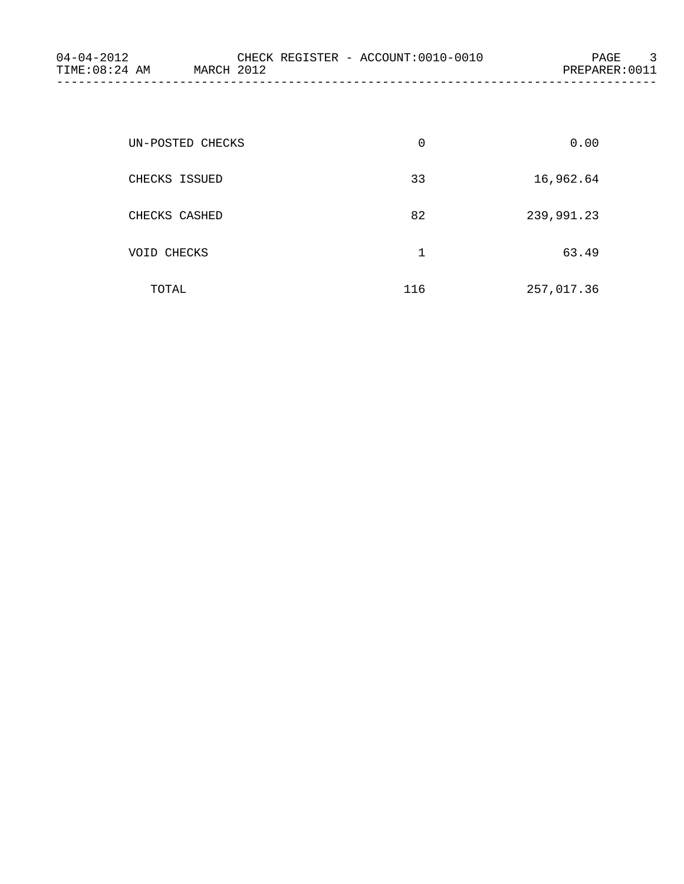| | | |
|---|---|---|
| UN-POSTED CHECKS | 0 | 0.00 |
| CHECKS ISSUED | 33 | 16,962.64 |
| CHECKS CASHED | 82 | 239,991.23 |
| VOID CHECKS | 1 | 63.49 |
| TOTAL | 116 | 257,017.36 |